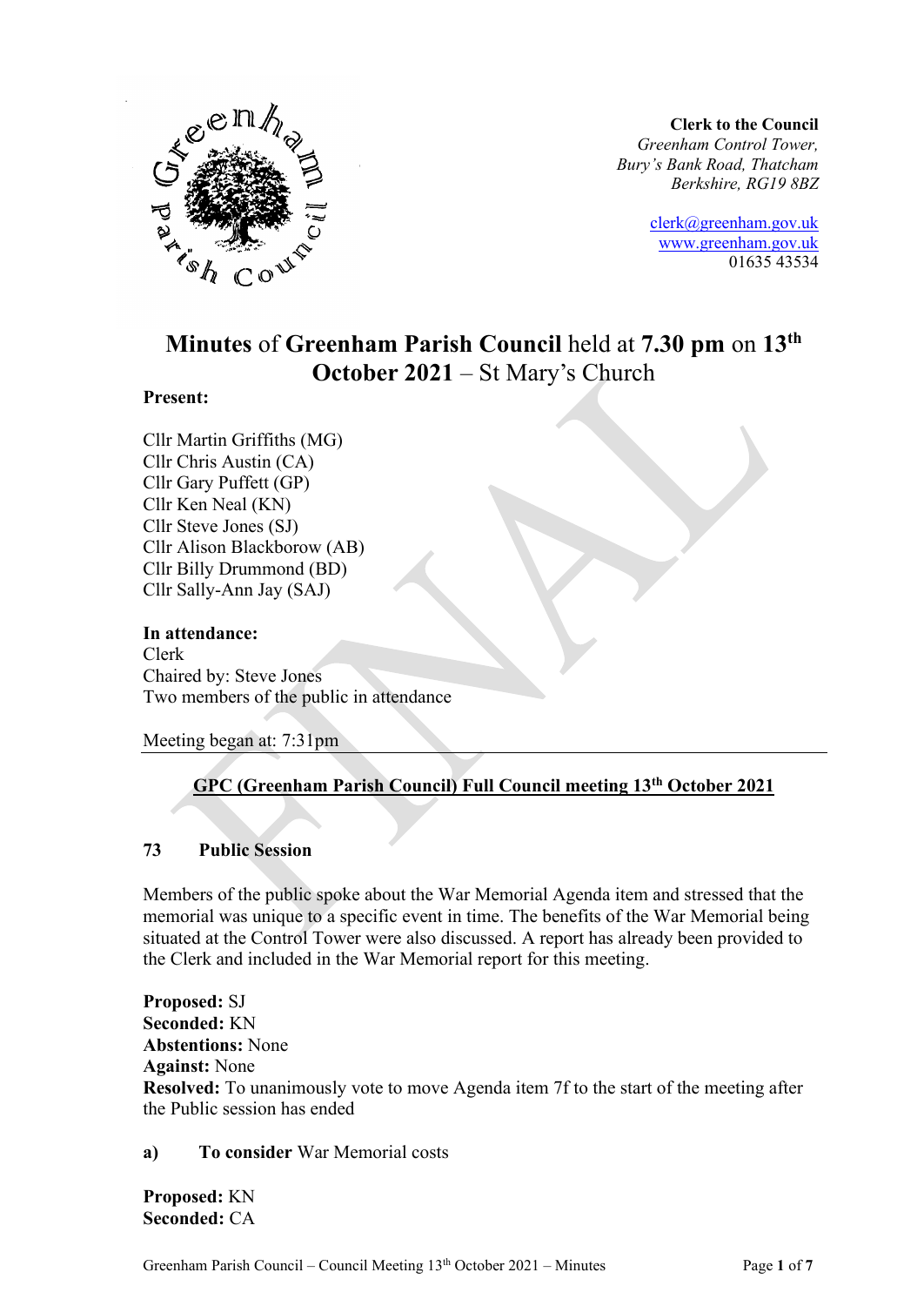**Clerk to the Council**
*Greenham Control Tower,*
*Bury's Bank Road, Thatcham*
*Berkshire, RG19 8BZ*

clerk@greenham.gov.uk
www.greenham.gov.uk
01635 43534

# **Minutes** of **Greenham Parish Council** held at **7.30 pm** on **13th October 2021** – St Mary's Church

**Present:**

Cllr Martin Griffiths (MG)
Cllr Chris Austin (CA)
Cllr Gary Puffett (GP)
Cllr Ken Neal (KN)
Cllr Steve Jones (SJ)
Cllr Alison Blackborow (AB)
Cllr Billy Drummond (BD)
Cllr Sally-Ann Jay (SAJ)

**In attendance:**
Clerk
Chaired by: Steve Jones
Two members of the public in attendance

Meeting began at: 7:31pm

## **GPC (Greenham Parish Council) Full Council meeting 13th October 2021**

### **73 Public Session**

Members of the public spoke about the War Memorial Agenda item and stressed that the memorial was unique to a specific event in time. The benefits of the War Memorial being situated at the Control Tower were also discussed. A report has already been provided to the Clerk and included in the War Memorial report for this meeting.

**Proposed:** SJ
**Seconded:** KN
**Abstentions:** None
**Against:** None
**Resolved:** To unanimously vote to move Agenda item 7f to the start of the meeting after the Public session has ended

**a) To consider** War Memorial costs

**Proposed:** KN
**Seconded:** CA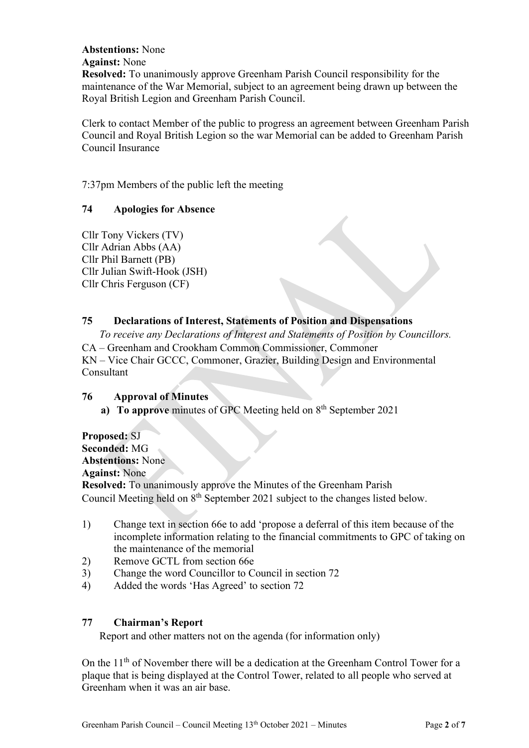**Abstentions:** None
**Against:** None
**Resolved:** To unanimously approve Greenham Parish Council responsibility for the maintenance of the War Memorial, subject to an agreement being drawn up between the Royal British Legion and Greenham Parish Council.

Clerk to contact Member of the public to progress an agreement between Greenham Parish Council and Royal British Legion so the war Memorial can be added to Greenham Parish Council Insurance

7:37pm Members of the public left the meeting

## 74 Apologies for Absence

Cllr Tony Vickers (TV)
Cllr Adrian Abbs (AA)
Cllr Phil Barnett (PB)
Cllr Julian Swift-Hook (JSH)
Cllr Chris Ferguson (CF)

## 75 Declarations of Interest, Statements of Position and Dispensations

*To receive any Declarations of Interest and Statements of Position by Councillors.*

CA – Greenham and Crookham Common Commissioner, Commoner
KN – Vice Chair GCCC, Commoner, Grazier, Building Design and Environmental Consultant

## 76 Approval of Minutes

a) **To approve** minutes of GPC Meeting held on 8th September 2021

**Proposed:** SJ
**Seconded:** MG
**Abstentions:** None
**Against:** None
**Resolved:** To unanimously approve the Minutes of the Greenham Parish Council Meeting held on 8th September 2021 subject to the changes listed below.

1) Change text in section 66e to add 'propose a deferral of this item because of the incomplete information relating to the financial commitments to GPC of taking on the maintenance of the memorial
2) Remove GCTL from section 66e
3) Change the word Councillor to Council in section 72
4) Added the words 'Has Agreed' to section 72

## 77 Chairman's Report

Report and other matters not on the agenda (for information only)

On the 11th of November there will be a dedication at the Greenham Control Tower for a plaque that is being displayed at the Control Tower, related to all people who served at Greenham when it was an air base.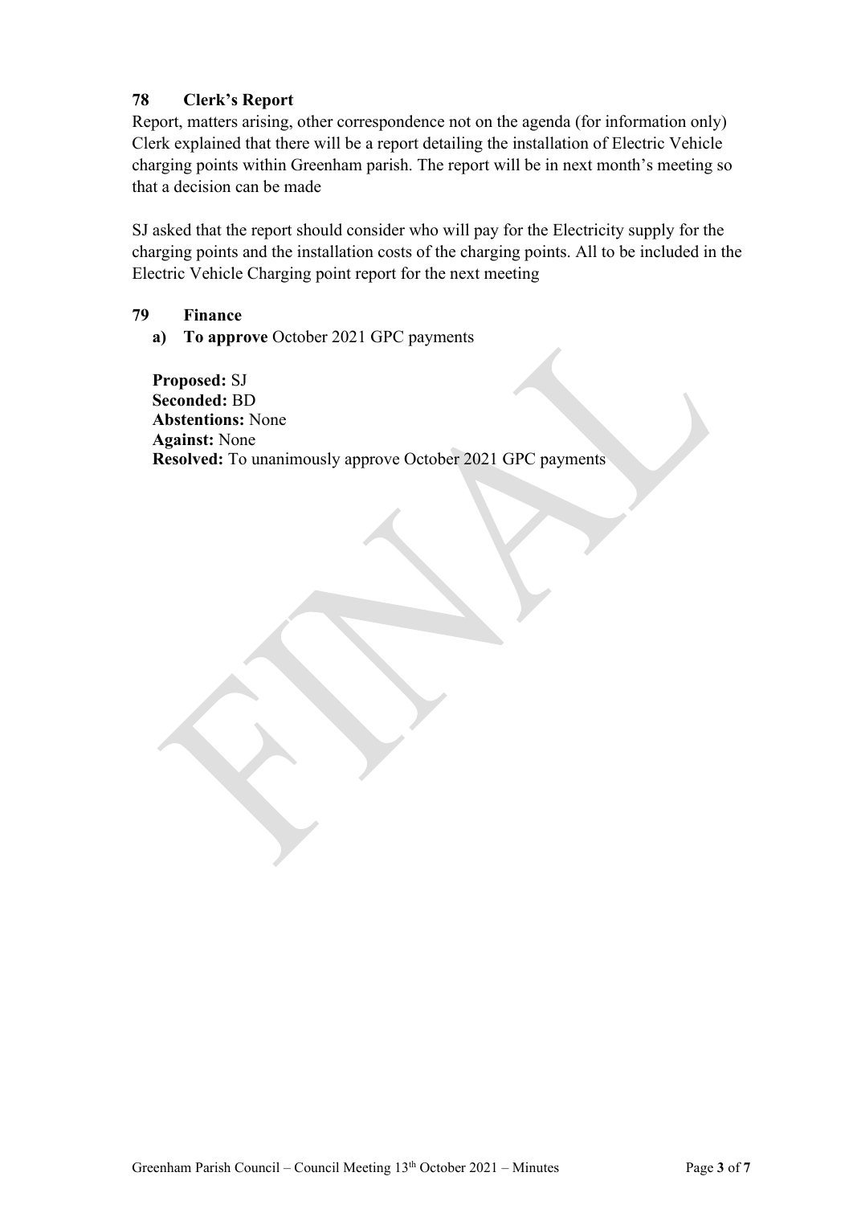## 78 Clerk's Report

Report, matters arising, other correspondence not on the agenda (for information only)
Clerk explained that there will be a report detailing the installation of Electric Vehicle charging points within Greenham parish. The report will be in next month's meeting so that a decision can be made

SJ asked that the report should consider who will pay for the Electricity supply for the charging points and the installation costs of the charging points. All to be included in the Electric Vehicle Charging point report for the next meeting

## 79 Finance

**a) To approve** October 2021 GPC payments

**Proposed:** SJ
**Seconded:** BD
**Abstentions:** None
**Against:** None
**Resolved:** To unanimously approve October 2021 GPC payments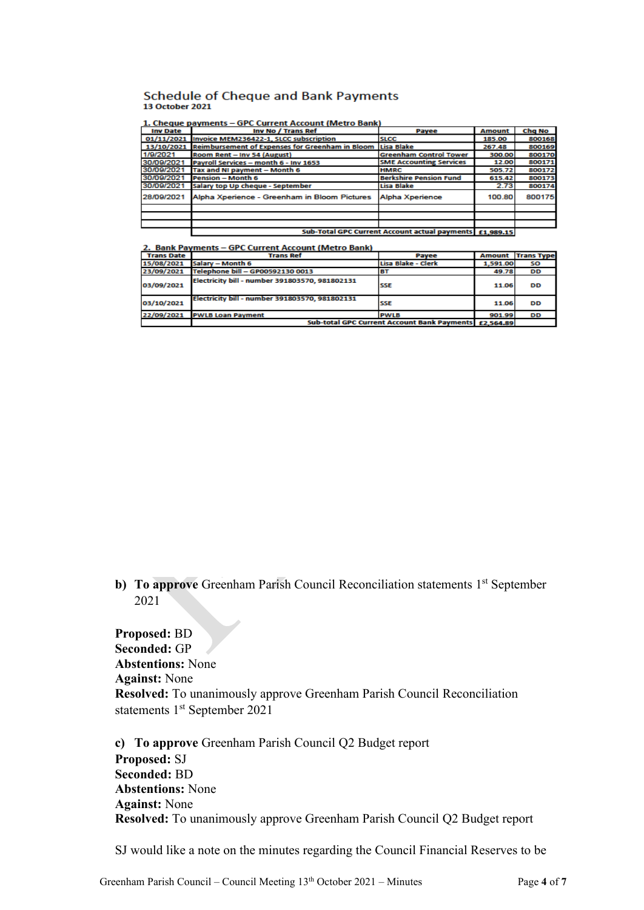## Schedule of Cheque and Bank Payments

**13 October 2021**

**1. Cheque payments – GPC Current Account (Metro Bank)**

| Inv Date | Inv No / Trans Ref | Payee | Amount | Chq No |
|---|---|---|---|---|
| 01/11/2021 | Invoice MEM236422-1, SLCC subscription | SLCC | 185.00 | 800168 |
| 13/10/2021 | Reimbursement of Expenses for Greenham in Bloom | Lisa Blake | 267.48 | 800169 |
| 1/9/2021 | Room Rent – Inv 54 (August) | Greenham Control Tower | 300.00 | 800170 |
| 30/09/2021 | Payroll Services – month 6 - Inv 1653 | SME Accounting Services | 12.00 | 800171 |
| 30/09/2021 | Tax and NI payment – Month 6 | HMRC | 505.72 | 800172 |
| 30/09/2021 | Pension – Month 6 | Berkshire Pension Fund | 615.42 | 800173 |
| 30/09/2021 | Salary top Up cheque - September | Lisa Blake | 2.73 | 800174 |
| 28/09/2021 | Alpha Xperience - Greenham in Bloom Pictures | Alpha Xperience | 100.80 | 800175 |
| | | | | |
| | | | | |
| | | | | |
| | Sub-Total GPC Current Account actual payments | | £1,989.15 | |

**2. Bank Payments – GPC Current Account (Metro Bank)**

| Trans Date | Trans Ref | Payee | Amount | Trans Type |
|---|---|---|---|---|
| 15/08/2021 | Salary – Month 6 | Lisa Blake - Clerk | 1,591.00 | SO |
| 23/09/2021 | Telephone bill – GP00592130 0013 | BT | 49.78 | DD |
| 03/09/2021 | Electricity bill - number 391803570, 981802131 | SSE | 11.06 | DD |
| 03/10/2021 | Electricity bill - number 391803570, 981802131 | SSE | 11.06 | DD |
| 22/09/2021 | PWLB Loan Payment | PWLB | 901.99 | DD |
| | Sub-total GPC Current Account Bank Payments | | £2,564.89 | |

b) **To approve** Greenham Parish Council Reconciliation statements 1st September 2021

**Proposed:** BD
**Seconded:** GP
**Abstentions:** None
**Against:** None
**Resolved:** To unanimously approve Greenham Parish Council Reconciliation statements 1st September 2021

c) **To approve** Greenham Parish Council Q2 Budget report
**Proposed:** SJ
**Seconded:** BD
**Abstentions:** None
**Against:** None
**Resolved:** To unanimously approve Greenham Parish Council Q2 Budget report

SJ would like a note on the minutes regarding the Council Financial Reserves to be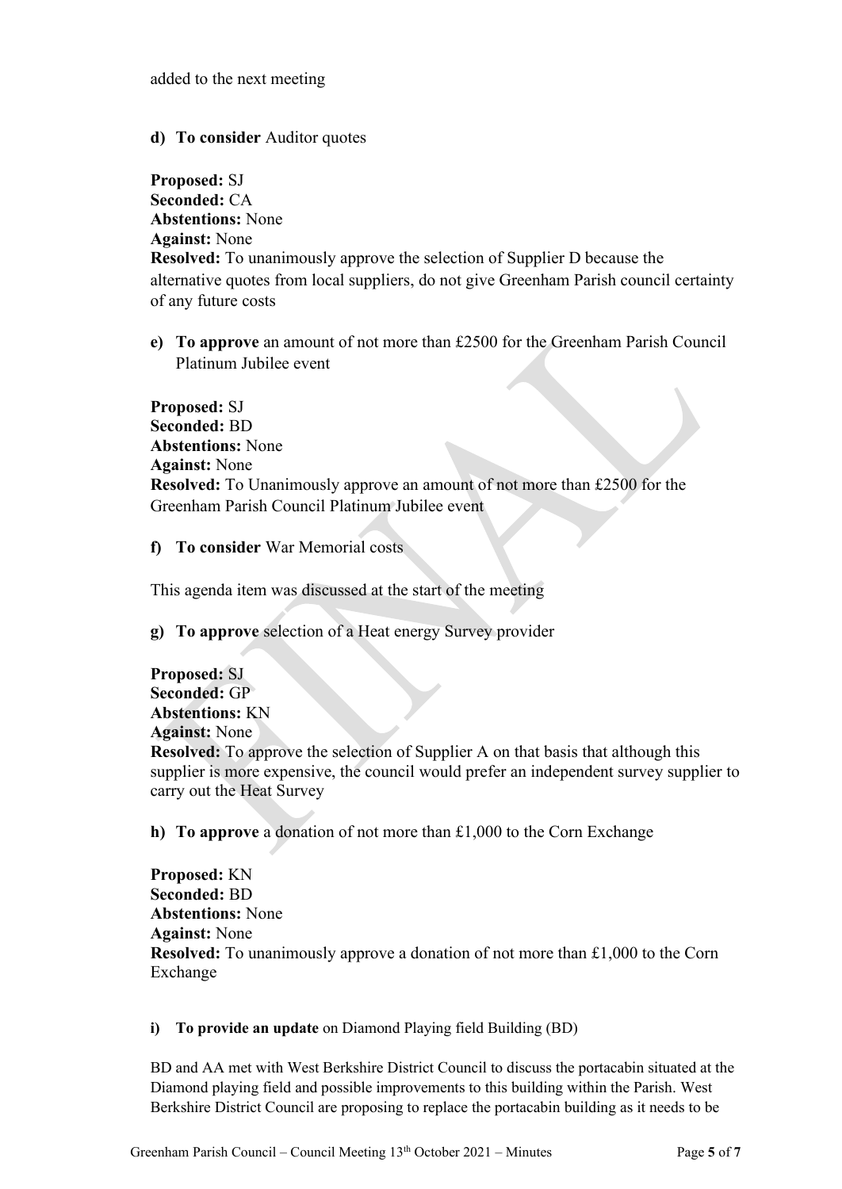added to the next meeting

**d) To consider** Auditor quotes

**Proposed:** SJ
**Seconded:** CA
**Abstentions:** None
**Against:** None
**Resolved:** To unanimously approve the selection of Supplier D because the alternative quotes from local suppliers, do not give Greenham Parish council certainty of any future costs

**e) To approve** an amount of not more than £2500 for the Greenham Parish Council Platinum Jubilee event

**Proposed:** SJ
**Seconded:** BD
**Abstentions:** None
**Against:** None
**Resolved:** To Unanimously approve an amount of not more than £2500 for the Greenham Parish Council Platinum Jubilee event

**f) To consider** War Memorial costs

This agenda item was discussed at the start of the meeting

**g) To approve** selection of a Heat energy Survey provider

**Proposed:** SJ
**Seconded:** GP
**Abstentions:** KN
**Against:** None
**Resolved:** To approve the selection of Supplier A on that basis that although this supplier is more expensive, the council would prefer an independent survey supplier to carry out the Heat Survey

**h) To approve** a donation of not more than £1,000 to the Corn Exchange

**Proposed:** KN
**Seconded:** BD
**Abstentions:** None
**Against:** None
**Resolved:** To unanimously approve a donation of not more than £1,000 to the Corn Exchange

**i) To provide an update** on Diamond Playing field Building (BD)

BD and AA met with West Berkshire District Council to discuss the portacabin situated at the Diamond playing field and possible improvements to this building within the Parish. West Berkshire District Council are proposing to replace the portacabin building as it needs to be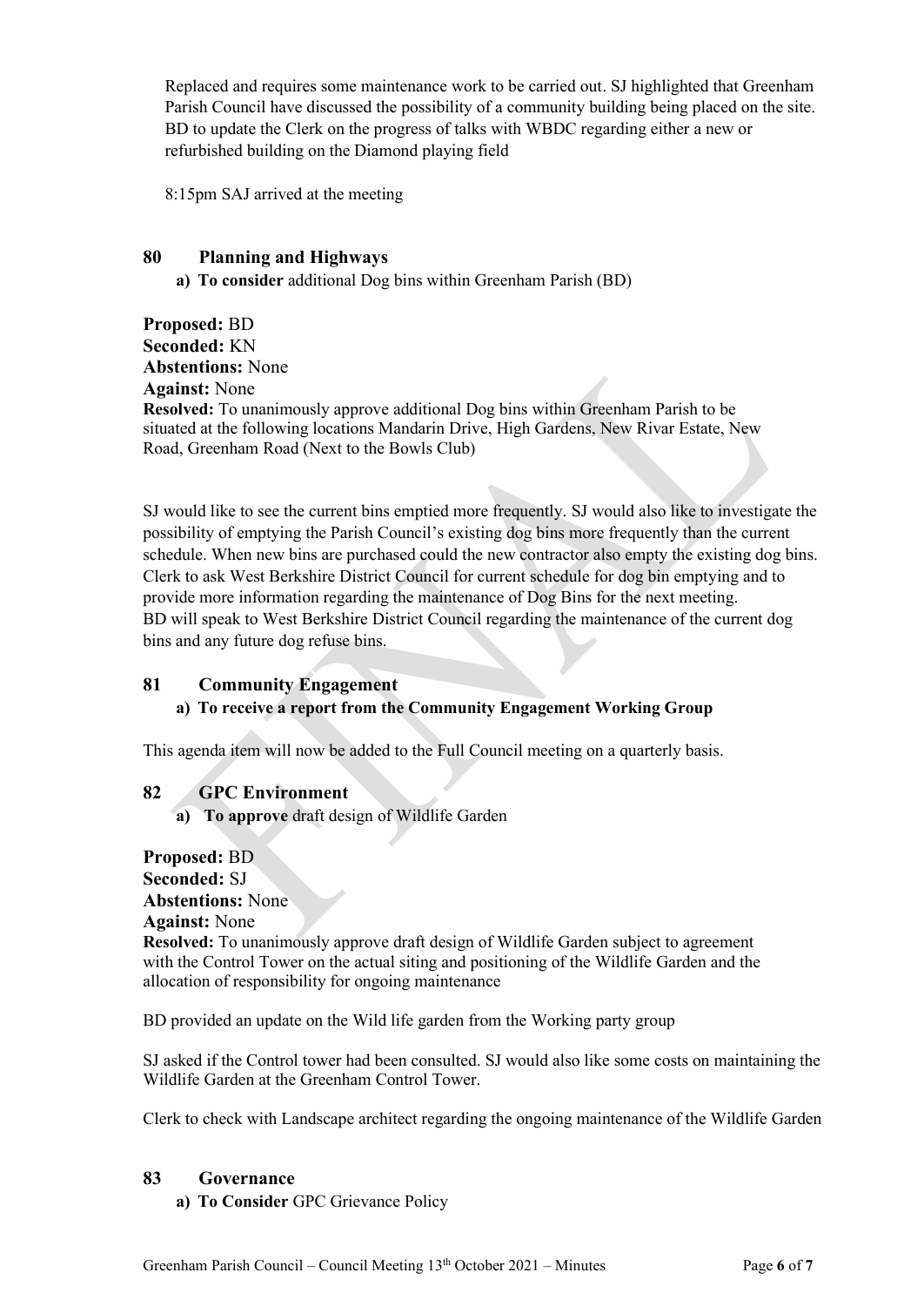Replaced and requires some maintenance work to be carried out. SJ highlighted that Greenham Parish Council have discussed the possibility of a community building being placed on the site. BD to update the Clerk on the progress of talks with WBDC regarding either a new or refurbished building on the Diamond playing field

8:15pm SAJ arrived at the meeting

## 80 Planning and Highways

**a) To consider** additional Dog bins within Greenham Parish (BD)

**Proposed:** BD
**Seconded:** KN
**Abstentions:** None
**Against:** None
**Resolved:** To unanimously approve additional Dog bins within Greenham Parish to be situated at the following locations Mandarin Drive, High Gardens, New Rivar Estate, New Road, Greenham Road (Next to the Bowls Club)

SJ would like to see the current bins emptied more frequently. SJ would also like to investigate the possibility of emptying the Parish Council's existing dog bins more frequently than the current schedule. When new bins are purchased could the new contractor also empty the existing dog bins. Clerk to ask West Berkshire District Council for current schedule for dog bin emptying and to provide more information regarding the maintenance of Dog Bins for the next meeting. BD will speak to West Berkshire District Council regarding the maintenance of the current dog bins and any future dog refuse bins.

## 81 Community Engagement

**a) To receive a report from the Community Engagement Working Group**

This agenda item will now be added to the Full Council meeting on a quarterly basis.

## 82 GPC Environment

**a) To approve** draft design of Wildlife Garden

**Proposed:** BD
**Seconded:** SJ
**Abstentions:** None
**Against:** None
**Resolved:** To unanimously approve draft design of Wildlife Garden subject to agreement with the Control Tower on the actual siting and positioning of the Wildlife Garden and the allocation of responsibility for ongoing maintenance

BD provided an update on the Wild life garden from the Working party group

SJ asked if the Control tower had been consulted. SJ would also like some costs on maintaining the Wildlife Garden at the Greenham Control Tower.

Clerk to check with Landscape architect regarding the ongoing maintenance of the Wildlife Garden

## 83 Governance

**a) To Consider** GPC Grievance Policy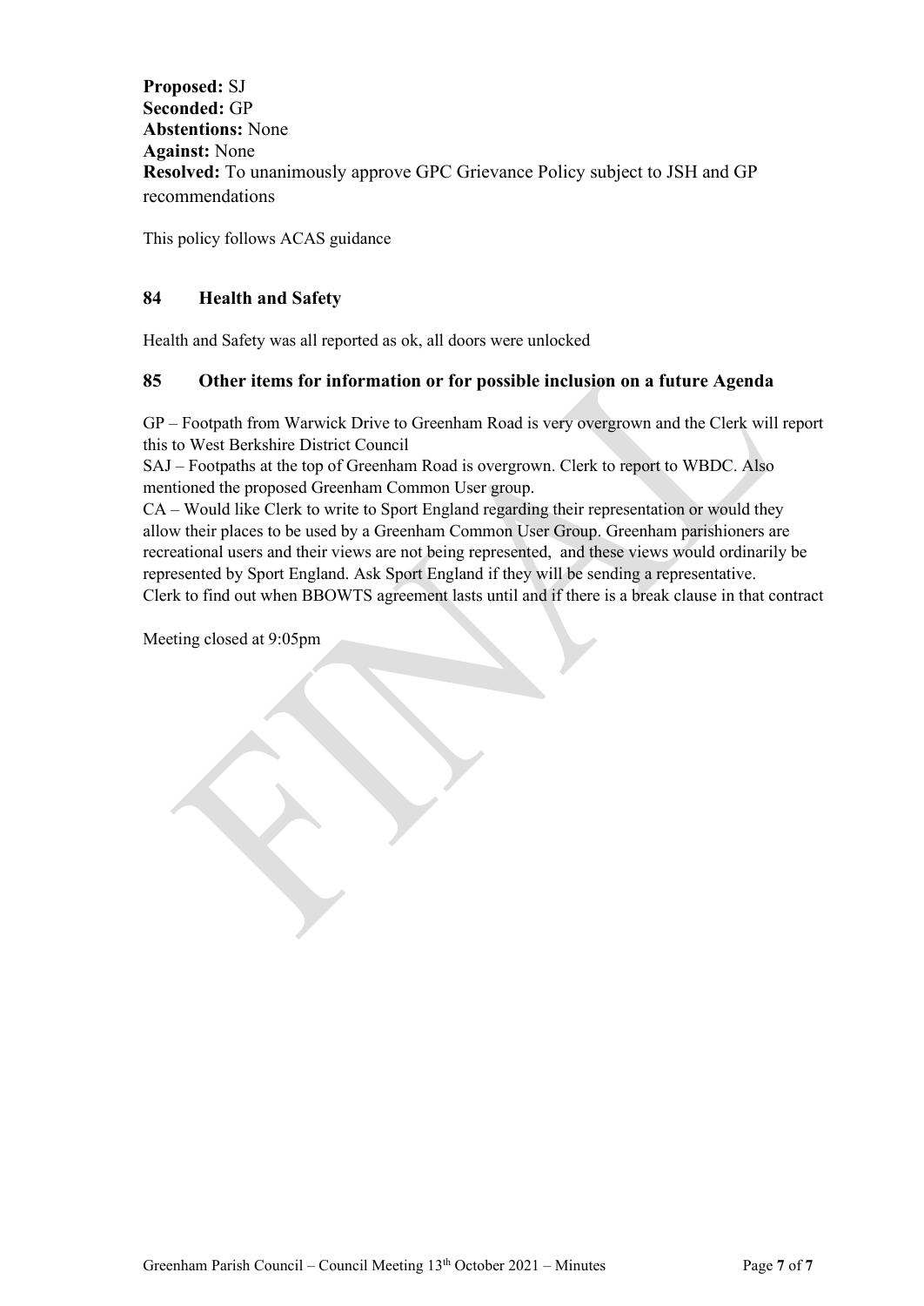**Proposed:** SJ
**Seconded:** GP
**Abstentions:** None
**Against:** None
**Resolved:** To unanimously approve GPC Grievance Policy subject to JSH and GP recommendations

This policy follows ACAS guidance

## 84 Health and Safety

Health and Safety was all reported as ok, all doors were unlocked

## 85 Other items for information or for possible inclusion on a future Agenda

GP – Footpath from Warwick Drive to Greenham Road is very overgrown and the Clerk will report this to West Berkshire District Council
SAJ – Footpaths at the top of Greenham Road is overgrown. Clerk to report to WBDC. Also mentioned the proposed Greenham Common User group.
CA – Would like Clerk to write to Sport England regarding their representation or would they allow their places to be used by a Greenham Common User Group. Greenham parishioners are recreational users and their views are not being represented, and these views would ordinarily be represented by Sport England. Ask Sport England if they will be sending a representative.
Clerk to find out when BBOWTS agreement lasts until and if there is a break clause in that contract

Meeting closed at 9:05pm